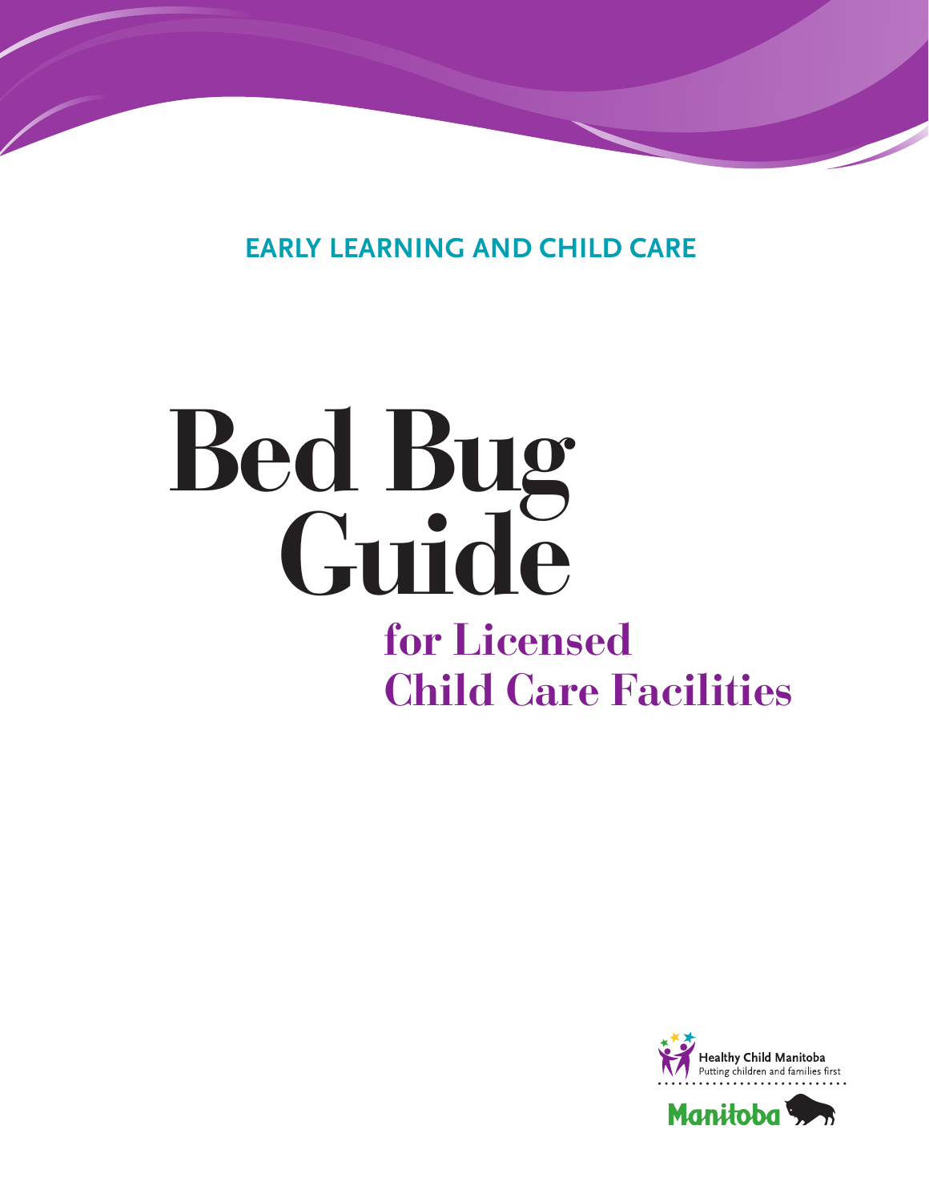EARLY LEARNING AND CHILD CARE

# Bed Bug Guide

## for Licensed Child Care Facilities

Healthy Child Manitoba
Putting children and families first

Manitoba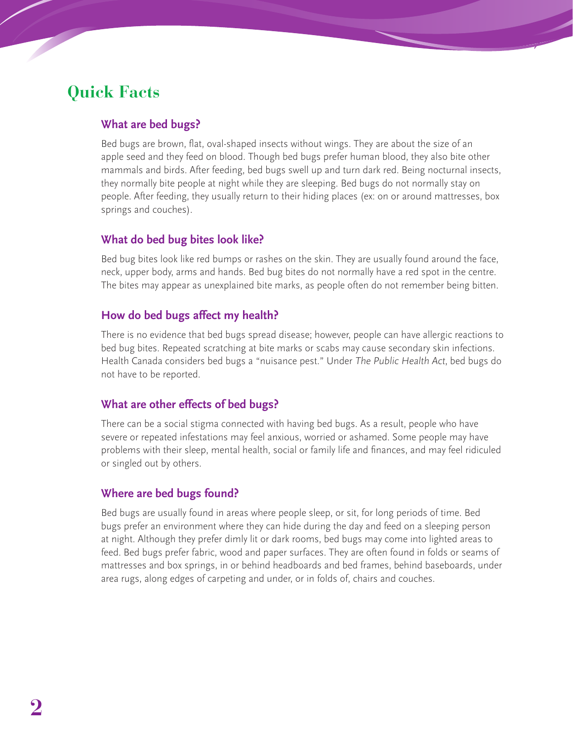# Quick Facts

### What are bed bugs?

Bed bugs are brown, flat, oval-shaped insects without wings. They are about the size of an apple seed and they feed on blood. Though bed bugs prefer human blood, they also bite other mammals and birds. After feeding, bed bugs swell up and turn dark red. Being nocturnal insects, they normally bite people at night while they are sleeping. Bed bugs do not normally stay on people. After feeding, they usually return to their hiding places (ex: on or around mattresses, box springs and couches).

### What do bed bug bites look like?

Bed bug bites look like red bumps or rashes on the skin. They are usually found around the face, neck, upper body, arms and hands. Bed bug bites do not normally have a red spot in the centre. The bites may appear as unexplained bite marks, as people often do not remember being bitten.

### How do bed bugs affect my health?

There is no evidence that bed bugs spread disease; however, people can have allergic reactions to bed bug bites. Repeated scratching at bite marks or scabs may cause secondary skin infections. Health Canada considers bed bugs a "nuisance pest." Under *The Public Health Act*, bed bugs do not have to be reported.

### What are other effects of bed bugs?

There can be a social stigma connected with having bed bugs. As a result, people who have severe or repeated infestations may feel anxious, worried or ashamed. Some people may have problems with their sleep, mental health, social or family life and finances, and may feel ridiculed or singled out by others.

### Where are bed bugs found?

Bed bugs are usually found in areas where people sleep, or sit, for long periods of time. Bed bugs prefer an environment where they can hide during the day and feed on a sleeping person at night. Although they prefer dimly lit or dark rooms, bed bugs may come into lighted areas to feed. Bed bugs prefer fabric, wood and paper surfaces. They are often found in folds or seams of mattresses and box springs, in or behind headboards and bed frames, behind baseboards, under area rugs, along edges of carpeting and under, or in folds of, chairs and couches.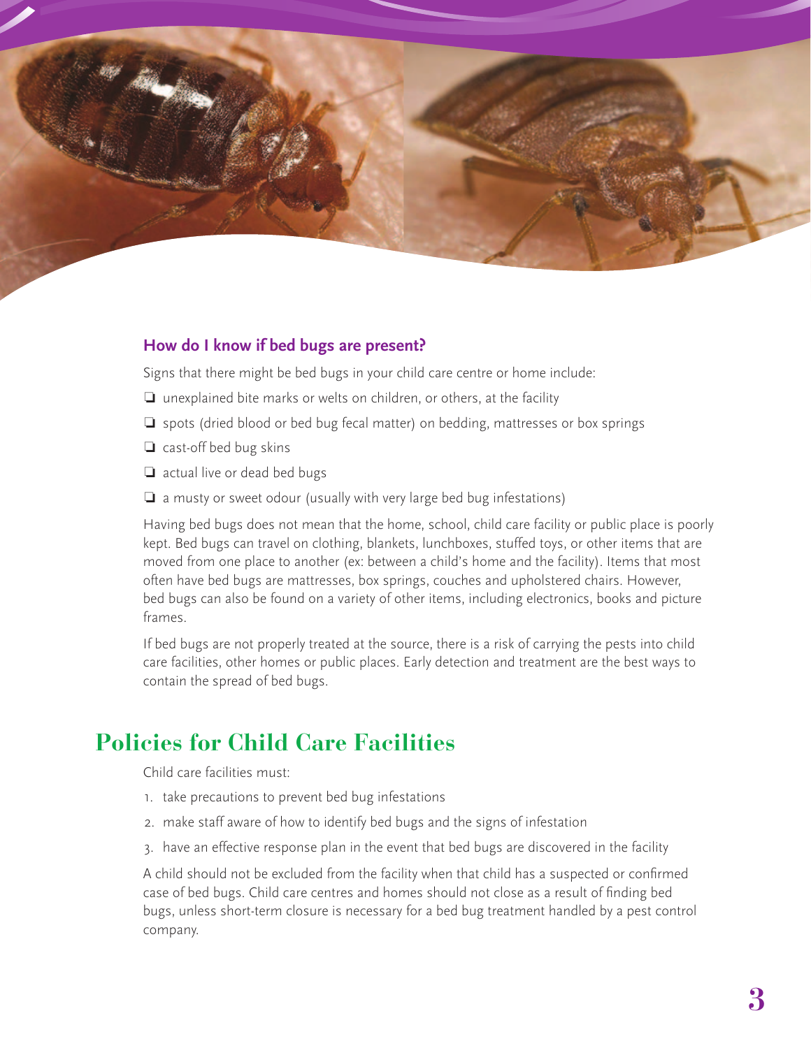### How do I know if bed bugs are present?

Signs that there might be bed bugs in your child care centre or home include:

- ❏ unexplained bite marks or welts on children, or others, at the facility
- ❏ spots (dried blood or bed bug fecal matter) on bedding, mattresses or box springs
- ❏ cast-off bed bug skins
- ❏ actual live or dead bed bugs
- ❏ a musty or sweet odour (usually with very large bed bug infestations)

Having bed bugs does not mean that the home, school, child care facility or public place is poorly kept. Bed bugs can travel on clothing, blankets, lunchboxes, stuffed toys, or other items that are moved from one place to another (ex: between a child's home and the facility). Items that most often have bed bugs are mattresses, box springs, couches and upholstered chairs. However, bed bugs can also be found on a variety of other items, including electronics, books and picture frames.

If bed bugs are not properly treated at the source, there is a risk of carrying the pests into child care facilities, other homes or public places. Early detection and treatment are the best ways to contain the spread of bed bugs.

## Policies for Child Care Facilities

Child care facilities must:

1. take precautions to prevent bed bug infestations
2. make staff aware of how to identify bed bugs and the signs of infestation
3. have an effective response plan in the event that bed bugs are discovered in the facility

A child should not be excluded from the facility when that child has a suspected or confirmed case of bed bugs. Child care centres and homes should not close as a result of finding bed bugs, unless short-term closure is necessary for a bed bug treatment handled by a pest control company.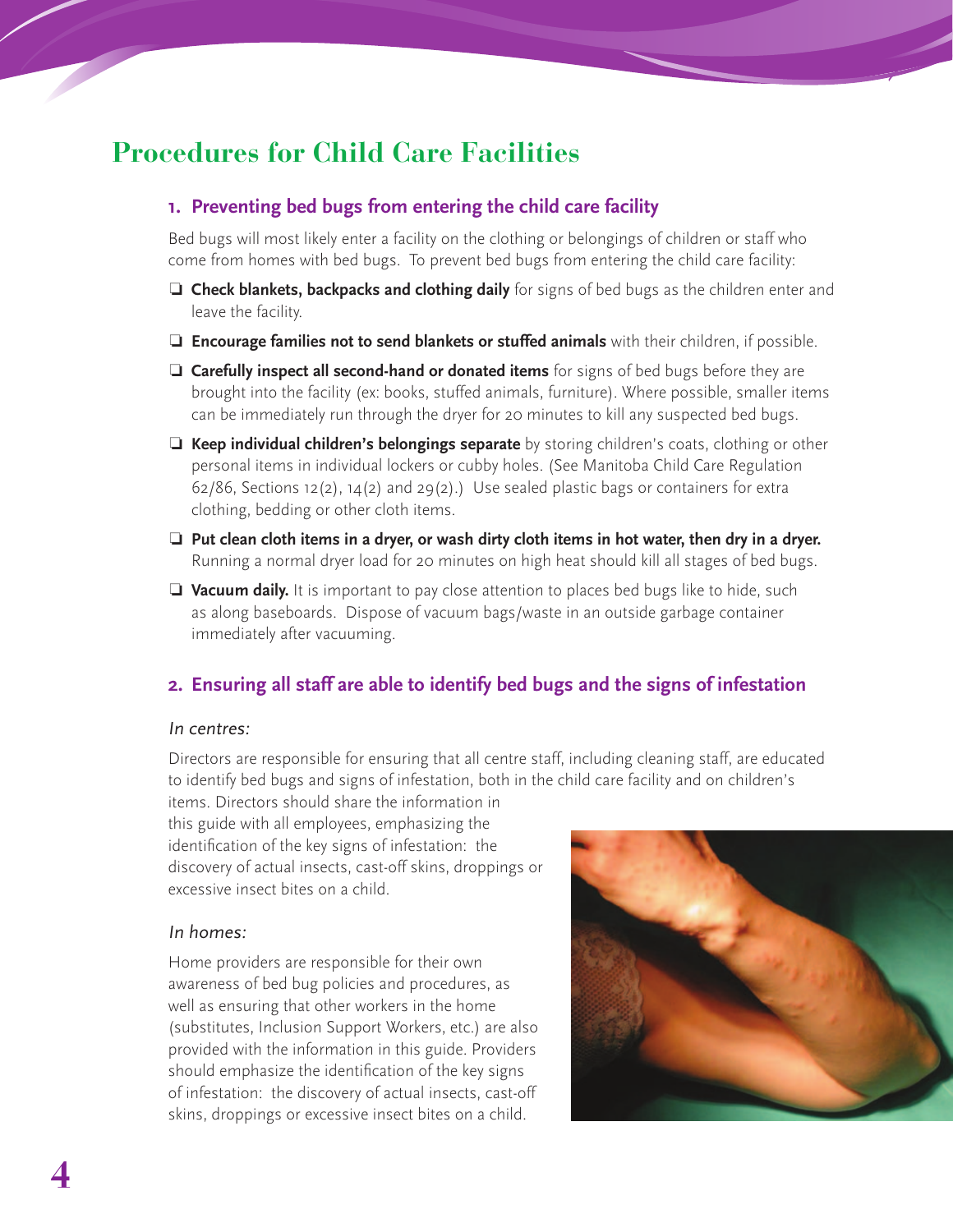# Procedures for Child Care Facilities

## 1. Preventing bed bugs from entering the child care facility

Bed bugs will most likely enter a facility on the clothing or belongings of children or staff who come from homes with bed bugs. To prevent bed bugs from entering the child care facility:

- ❑ **Check blankets, backpacks and clothing daily** for signs of bed bugs as the children enter and leave the facility.
- ❑ **Encourage families not to send blankets or stuffed animals** with their children, if possible.
- ❑ **Carefully inspect all second-hand or donated items** for signs of bed bugs before they are brought into the facility (ex: books, stuffed animals, furniture). Where possible, smaller items can be immediately run through the dryer for 20 minutes to kill any suspected bed bugs.
- ❑ **Keep individual children's belongings separate** by storing children's coats, clothing or other personal items in individual lockers or cubby holes. (See Manitoba Child Care Regulation 62/86, Sections 12(2), 14(2) and 29(2).) Use sealed plastic bags or containers for extra clothing, bedding or other cloth items.
- ❑ **Put clean cloth items in a dryer, or wash dirty cloth items in hot water, then dry in a dryer.** Running a normal dryer load for 20 minutes on high heat should kill all stages of bed bugs.
- ❑ **Vacuum daily.** It is important to pay close attention to places bed bugs like to hide, such as along baseboards. Dispose of vacuum bags/waste in an outside garbage container immediately after vacuuming.

## 2. Ensuring all staff are able to identify bed bugs and the signs of infestation

*In centres:*

Directors are responsible for ensuring that all centre staff, including cleaning staff, are educated to identify bed bugs and signs of infestation, both in the child care facility and on children's items. Directors should share the information in this guide with all employees, emphasizing the identification of the key signs of infestation: the discovery of actual insects, cast-off skins, droppings or excessive insect bites on a child.

*In homes:*

Home providers are responsible for their own awareness of bed bug policies and procedures, as well as ensuring that other workers in the home (substitutes, Inclusion Support Workers, etc.) are also provided with the information in this guide. Providers should emphasize the identification of the key signs of infestation: the discovery of actual insects, cast-off skins, droppings or excessive insect bites on a child.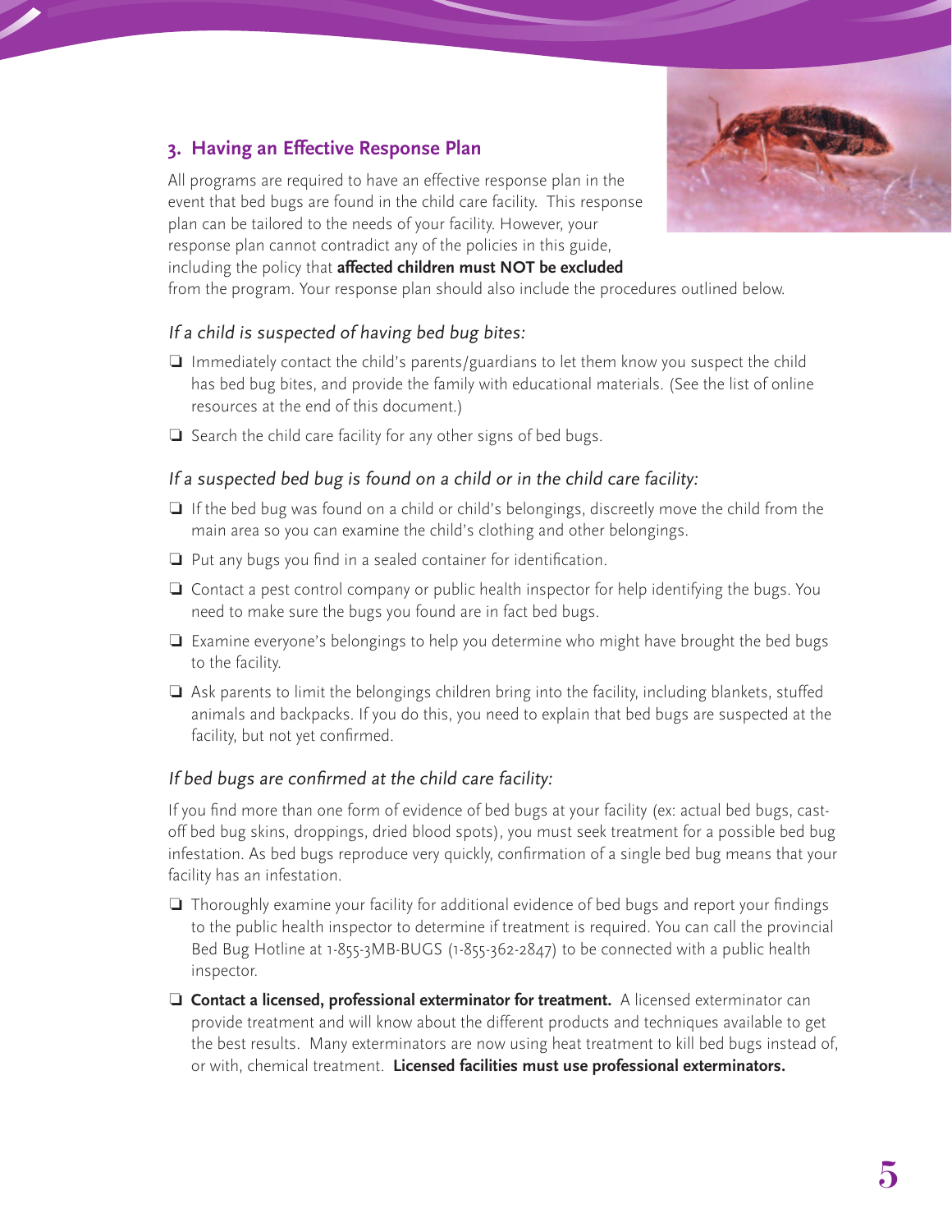## 3. Having an Effective Response Plan

All programs are required to have an effective response plan in the event that bed bugs are found in the child care facility. This response plan can be tailored to the needs of your facility. However, your response plan cannot contradict any of the policies in this guide, including the policy that **affected children must NOT be excluded** from the program. Your response plan should also include the procedures outlined below.

### *If a child is suspected of having bed bug bites:*

- ❑ Immediately contact the child's parents/guardians to let them know you suspect the child has bed bug bites, and provide the family with educational materials. (See the list of online resources at the end of this document.)
- ❑ Search the child care facility for any other signs of bed bugs.

### *If a suspected bed bug is found on a child or in the child care facility:*

- ❑ If the bed bug was found on a child or child's belongings, discreetly move the child from the main area so you can examine the child's clothing and other belongings.
- ❑ Put any bugs you find in a sealed container for identification.
- ❑ Contact a pest control company or public health inspector for help identifying the bugs. You need to make sure the bugs you found are in fact bed bugs.
- ❑ Examine everyone's belongings to help you determine who might have brought the bed bugs to the facility.
- ❑ Ask parents to limit the belongings children bring into the facility, including blankets, stuffed animals and backpacks. If you do this, you need to explain that bed bugs are suspected at the facility, but not yet confirmed.

### *If bed bugs are confirmed at the child care facility:*

If you find more than one form of evidence of bed bugs at your facility (ex: actual bed bugs, cast-off bed bug skins, droppings, dried blood spots), you must seek treatment for a possible bed bug infestation. As bed bugs reproduce very quickly, confirmation of a single bed bug means that your facility has an infestation.

- ❑ Thoroughly examine your facility for additional evidence of bed bugs and report your findings to the public health inspector to determine if treatment is required. You can call the provincial Bed Bug Hotline at 1-855-3MB-BUGS (1-855-362-2847) to be connected with a public health inspector.
- ❑ **Contact a licensed, professional exterminator for treatment.** A licensed exterminator can provide treatment and will know about the different products and techniques available to get the best results. Many exterminators are now using heat treatment to kill bed bugs instead of, or with, chemical treatment. **Licensed facilities must use professional exterminators.**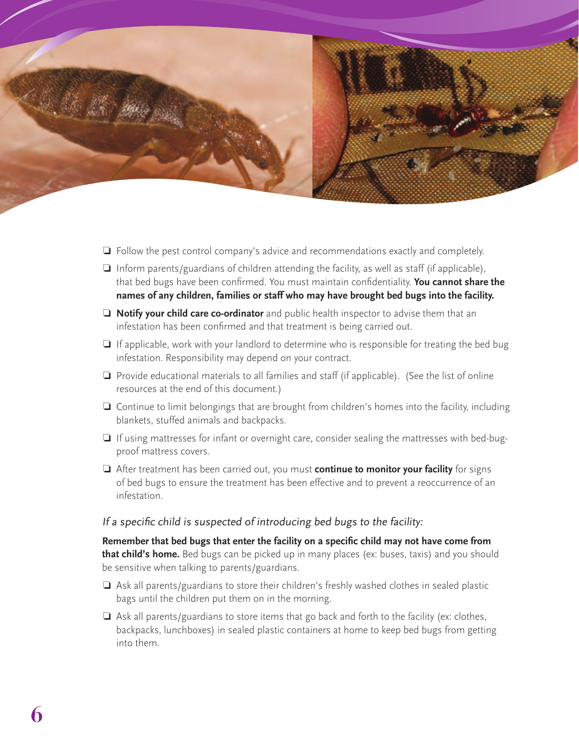- ❏ Follow the pest control company's advice and recommendations exactly and completely.
- ❏ Inform parents/guardians of children attending the facility, as well as staff (if applicable), that bed bugs have been confirmed. You must maintain confidentiality. **You cannot share the names of any children, families or staff who may have brought bed bugs into the facility.**
- ❏ **Notify your child care co-ordinator** and public health inspector to advise them that an infestation has been confirmed and that treatment is being carried out.
- ❏ If applicable, work with your landlord to determine who is responsible for treating the bed bug infestation. Responsibility may depend on your contract.
- ❏ Provide educational materials to all families and staff (if applicable). (See the list of online resources at the end of this document.)
- ❏ Continue to limit belongings that are brought from children's homes into the facility, including blankets, stuffed animals and backpacks.
- ❏ If using mattresses for infant or overnight care, consider sealing the mattresses with bed-bug-proof mattress covers.
- ❏ After treatment has been carried out, you must **continue to monitor your facility** for signs of bed bugs to ensure the treatment has been effective and to prevent a reoccurrence of an infestation.

*If a specific child is suspected of introducing bed bugs to the facility:*

**Remember that bed bugs that enter the facility on a specific child may not have come from that child's home.** Bed bugs can be picked up in many places (ex: buses, taxis) and you should be sensitive when talking to parents/guardians.

- ❏ Ask all parents/guardians to store their children's freshly washed clothes in sealed plastic bags until the children put them on in the morning.
- ❏ Ask all parents/guardians to store items that go back and forth to the facility (ex: clothes, backpacks, lunchboxes) in sealed plastic containers at home to keep bed bugs from getting into them.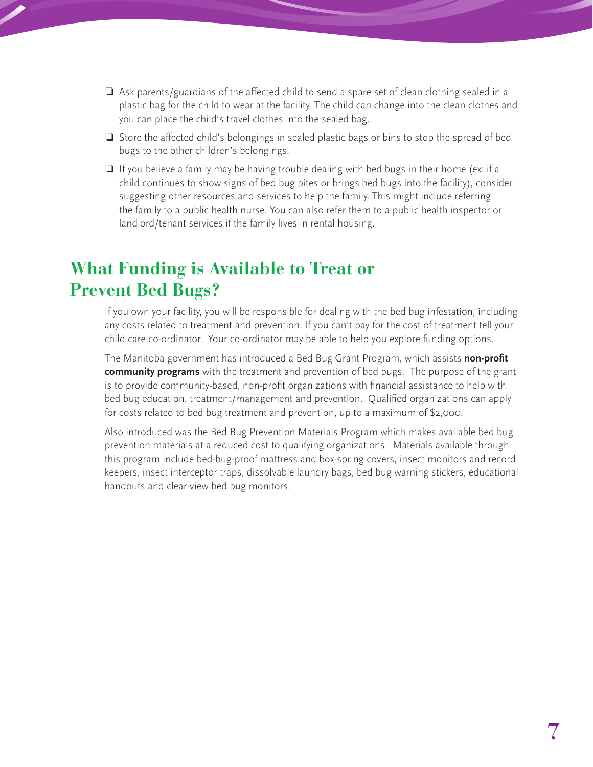- ❏ Ask parents/guardians of the affected child to send a spare set of clean clothing sealed in a plastic bag for the child to wear at the facility. The child can change into the clean clothes and you can place the child's travel clothes into the sealed bag.
- ❏ Store the affected child's belongings in sealed plastic bags or bins to stop the spread of bed bugs to the other children's belongings.
- ❏ If you believe a family may be having trouble dealing with bed bugs in their home (ex: if a child continues to show signs of bed bug bites or brings bed bugs into the facility), consider suggesting other resources and services to help the family. This might include referring the family to a public health nurse. You can also refer them to a public health inspector or landlord/tenant services if the family lives in rental housing.

## What Funding is Available to Treat or Prevent Bed Bugs?

If you own your facility, you will be responsible for dealing with the bed bug infestation, including any costs related to treatment and prevention. If you can't pay for the cost of treatment tell your child care co-ordinator. Your co-ordinator may be able to help you explore funding options.

The Manitoba government has introduced a Bed Bug Grant Program, which assists **non-profit community programs** with the treatment and prevention of bed bugs. The purpose of the grant is to provide community-based, non-profit organizations with financial assistance to help with bed bug education, treatment/management and prevention. Qualified organizations can apply for costs related to bed bug treatment and prevention, up to a maximum of $2,000.

Also introduced was the Bed Bug Prevention Materials Program which makes available bed bug prevention materials at a reduced cost to qualifying organizations. Materials available through this program include bed-bug-proof mattress and box-spring covers, insect monitors and record keepers, insect interceptor traps, dissolvable laundry bags, bed bug warning stickers, educational handouts and clear-view bed bug monitors.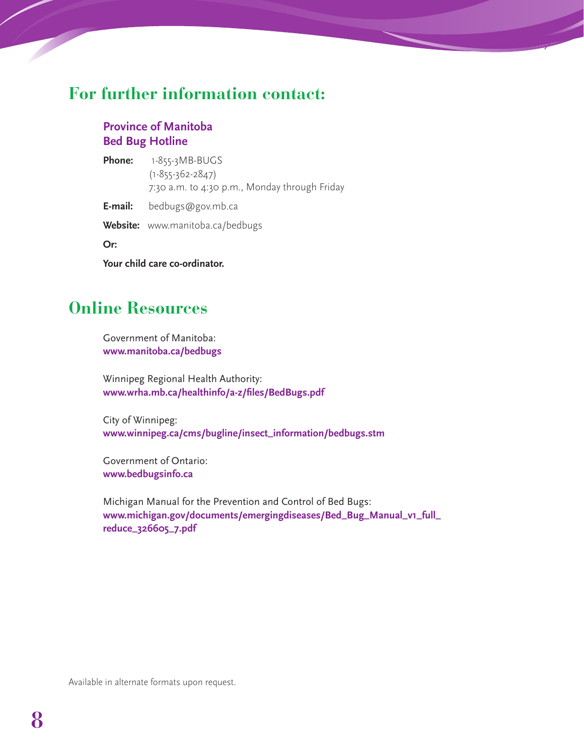## For further information contact:

### Province of Manitoba Bed Bug Hotline

**Phone:** 1-855-3MB-BUGS
(1-855-362-2847)
7:30 a.m. to 4:30 p.m., Monday through Friday

**E-mail:** bedbugs@gov.mb.ca

**Website:** www.manitoba.ca/bedbugs

**Or:**

**Your child care co-ordinator.**

## Online Resources

Government of Manitoba:
**www.manitoba.ca/bedbugs**

Winnipeg Regional Health Authority:
**www.wrha.mb.ca/healthinfo/a-z/files/BedBugs.pdf**

City of Winnipeg:
**www.winnipeg.ca/cms/bugline/insect_information/bedbugs.stm**

Government of Ontario:
**www.bedbugsinfo.ca**

Michigan Manual for the Prevention and Control of Bed Bugs:
**www.michigan.gov/documents/emergingdiseases/Bed_Bug_Manual_v1_full_reduce_326605_7.pdf**

Available in alternate formats upon request.